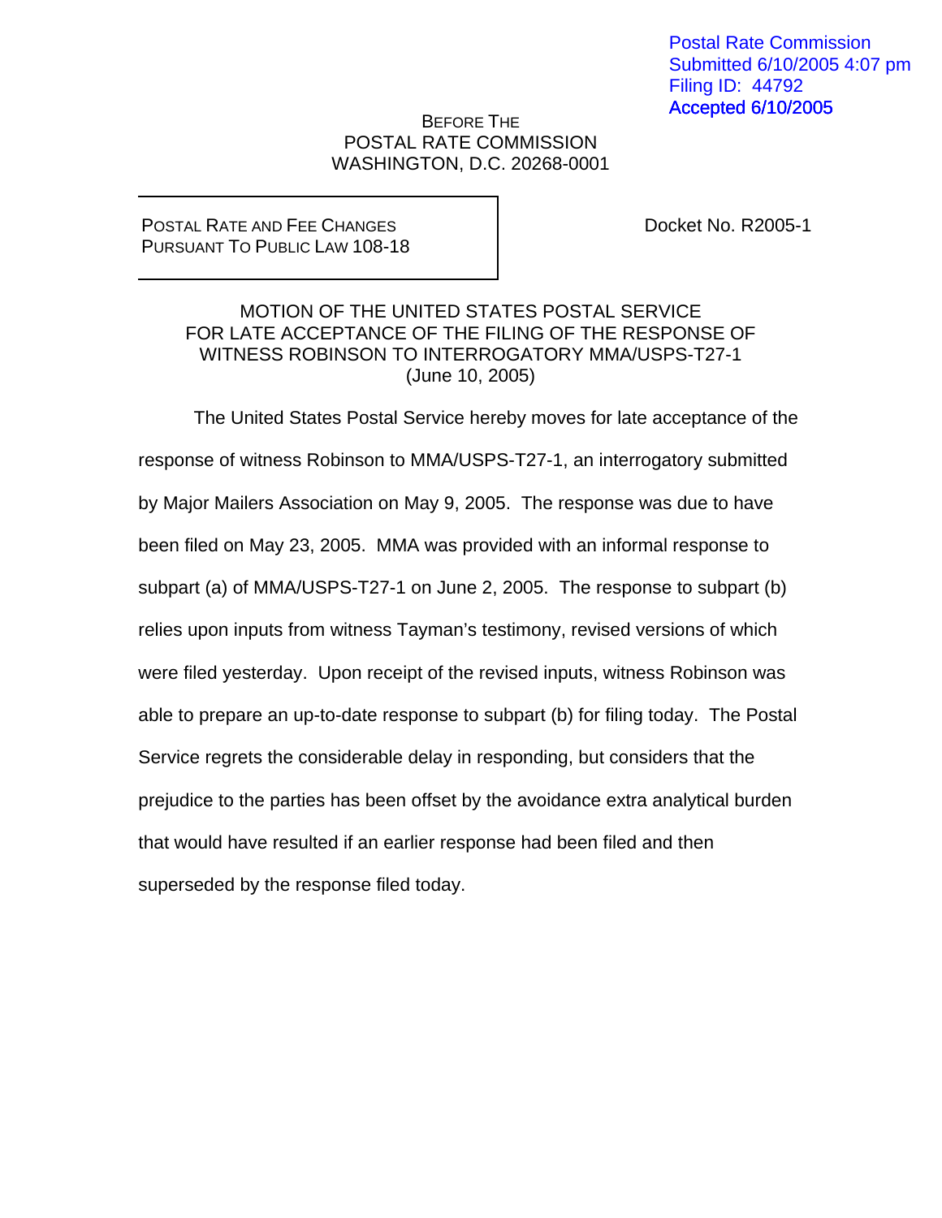Postal Rate Commission
Submitted 6/10/2005 4:07 pm
Filing ID: 44792
Accepted 6/10/2005

BEFORE THE
POSTAL RATE COMMISSION
WASHINGTON, D.C. 20268-0001

| POSTAL RATE AND FEE CHANGES PURSUANT TO PUBLIC LAW 108-18 | Docket No. R2005-1 |
|---|---|

MOTION OF THE UNITED STATES POSTAL SERVICE
FOR LATE ACCEPTANCE OF THE FILING OF THE RESPONSE OF
WITNESS ROBINSON TO INTERROGATORY MMA/USPS-T27-1
(June 10, 2005)

The United States Postal Service hereby moves for late acceptance of the response of witness Robinson to MMA/USPS-T27-1, an interrogatory submitted by Major Mailers Association on May 9, 2005. The response was due to have been filed on May 23, 2005. MMA was provided with an informal response to subpart (a) of MMA/USPS-T27-1 on June 2, 2005. The response to subpart (b) relies upon inputs from witness Tayman's testimony, revised versions of which were filed yesterday. Upon receipt of the revised inputs, witness Robinson was able to prepare an up-to-date response to subpart (b) for filing today. The Postal Service regrets the considerable delay in responding, but considers that the prejudice to the parties has been offset by the avoidance extra analytical burden that would have resulted if an earlier response had been filed and then superseded by the response filed today.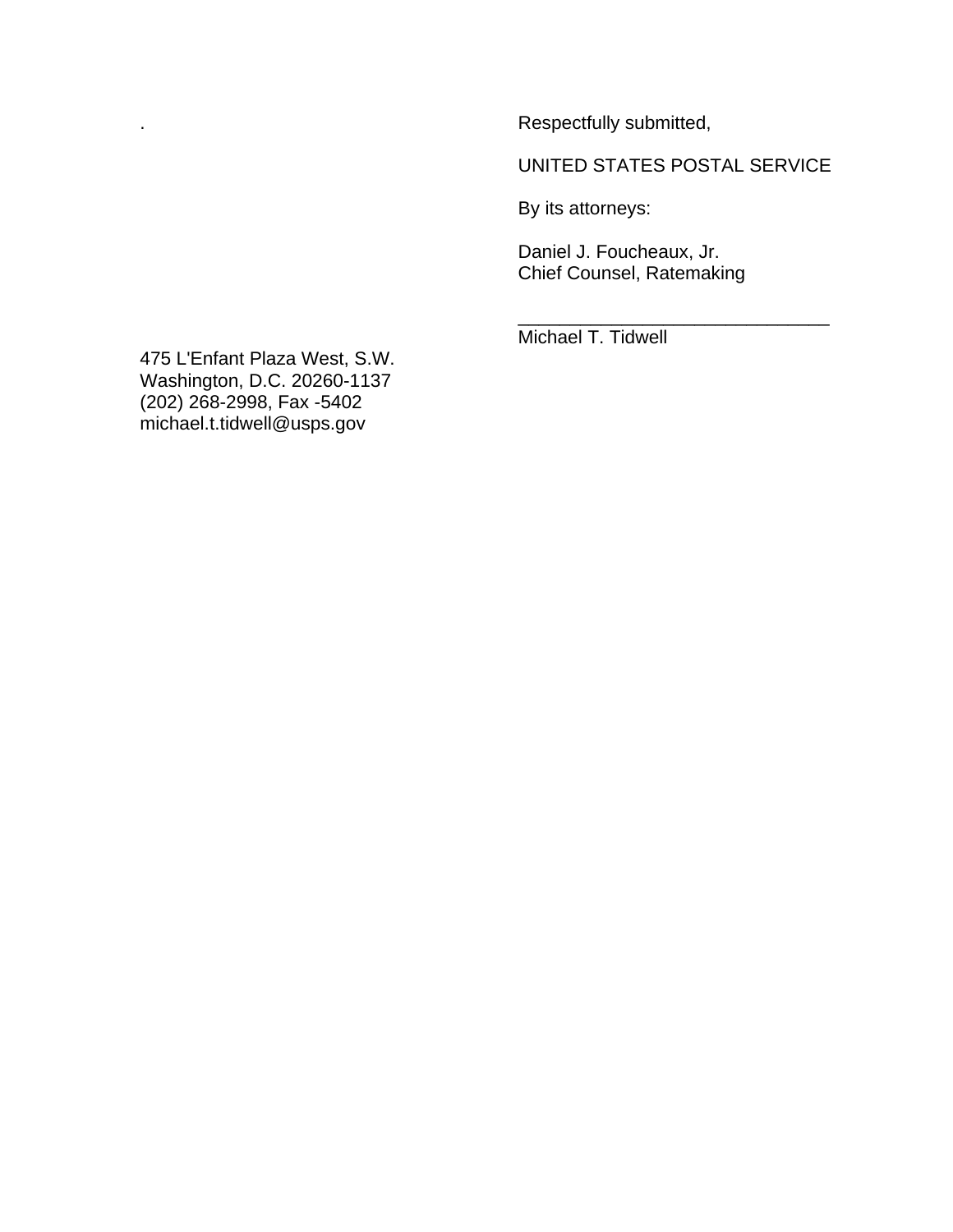.

Respectfully submitted,

UNITED STATES POSTAL SERVICE

By its attorneys:

Daniel J. Foucheaux, Jr.
Chief Counsel, Ratemaking

______________________________
Michael T. Tidwell

475 L'Enfant Plaza West, S.W.
Washington, D.C. 20260-1137
(202) 268-2998, Fax -5402
michael.t.tidwell@usps.gov